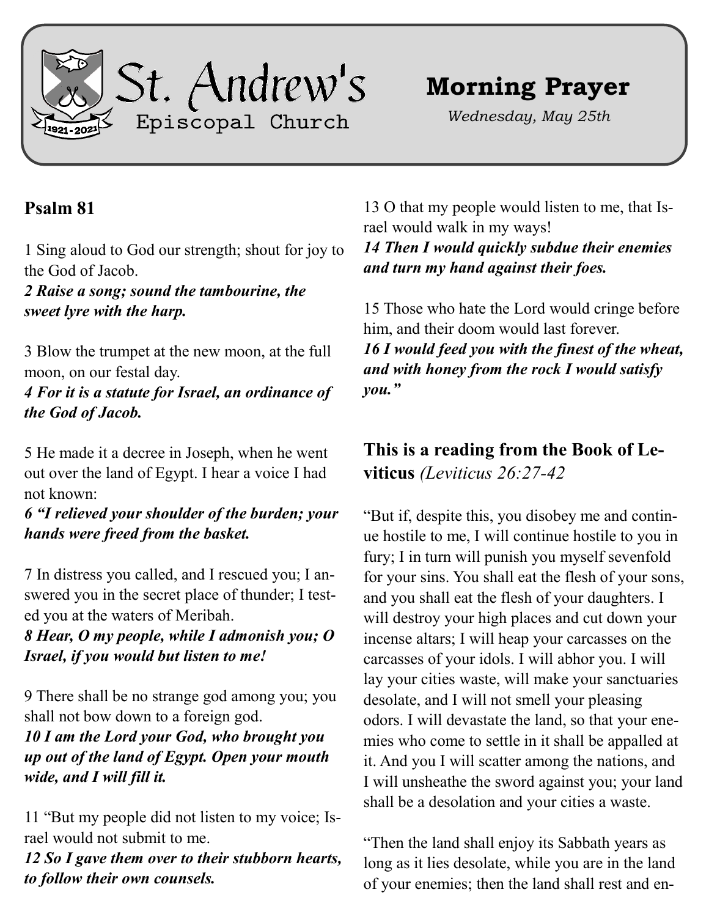# St. Andrew's Episcopal Church

1921-2021

## Morning Prayer

*Wednesday, May 25th*

## Psalm 81

1 Sing aloud to God our strength; shout for joy to the God of Jacob.
***2 Raise a song; sound the tambourine, the sweet lyre with the harp.***

3 Blow the trumpet at the new moon, at the full moon, on our festal day.
***4 For it is a statute for Israel, an ordinance of the God of Jacob.***

5 He made it a decree in Joseph, when he went out over the land of Egypt. I hear a voice I had not known:
***6 "I relieved your shoulder of the burden; your hands were freed from the basket.***

7 In distress you called, and I rescued you; I answered you in the secret place of thunder; I tested you at the waters of Meribah.
***8 Hear, O my people, while I admonish you; O Israel, if you would but listen to me!***

9 There shall be no strange god among you; you shall not bow down to a foreign god.
***10 I am the Lord your God, who brought you up out of the land of Egypt. Open your mouth wide, and I will fill it.***

11 "But my people did not listen to my voice; Israel would not submit to me.
***12 So I gave them over to their stubborn hearts, to follow their own counsels.***

13 O that my people would listen to me, that Israel would walk in my ways!
***14 Then I would quickly subdue their enemies and turn my hand against their foes.***

15 Those who hate the Lord would cringe before him, and their doom would last forever.
***16 I would feed you with the finest of the wheat, and with honey from the rock I would satisfy you."***

## This is a reading from the Book of Leviticus *(Leviticus 26:27-42*

"But if, despite this, you disobey me and continue hostile to me, I will continue hostile to you in fury; I in turn will punish you myself sevenfold for your sins. You shall eat the flesh of your sons, and you shall eat the flesh of your daughters. I will destroy your high places and cut down your incense altars; I will heap your carcasses on the carcasses of your idols. I will abhor you. I will lay your cities waste, will make your sanctuaries desolate, and I will not smell your pleasing odors. I will devastate the land, so that your enemies who come to settle in it shall be appalled at it. And you I will scatter among the nations, and I will unsheathe the sword against you; your land shall be a desolation and your cities a waste.

"Then the land shall enjoy its Sabbath years as long as it lies desolate, while you are in the land of your enemies; then the land shall rest and en-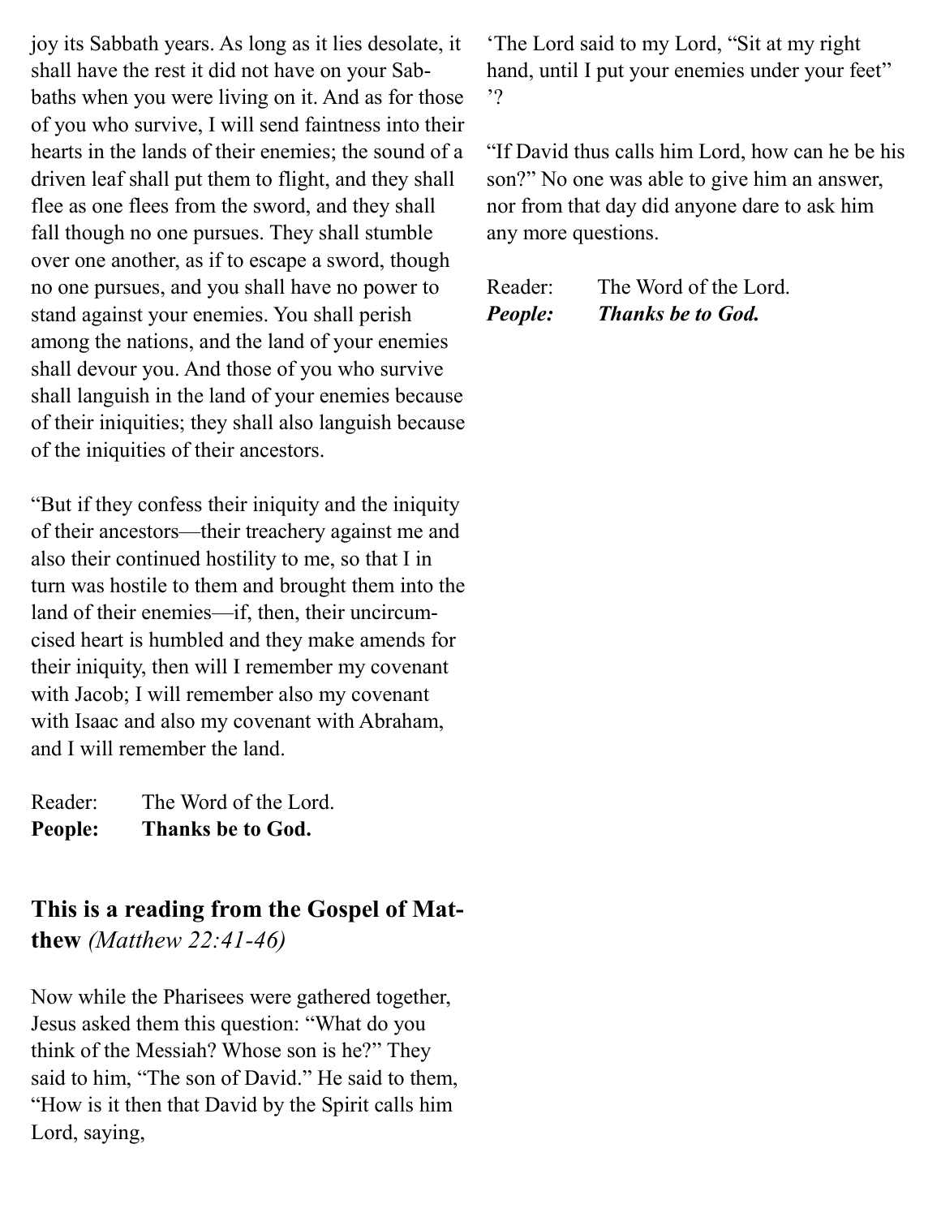joy its Sabbath years. As long as it lies desolate, it shall have the rest it did not have on your Sabbaths when you were living on it. And as for those of you who survive, I will send faintness into their hearts in the lands of their enemies; the sound of a driven leaf shall put them to flight, and they shall flee as one flees from the sword, and they shall fall though no one pursues. They shall stumble over one another, as if to escape a sword, though no one pursues, and you shall have no power to stand against your enemies. You shall perish among the nations, and the land of your enemies shall devour you. And those of you who survive shall languish in the land of your enemies because of their iniquities; they shall also languish because of the iniquities of their ancestors.

"But if they confess their iniquity and the iniquity of their ancestors—their treachery against me and also their continued hostility to me, so that I in turn was hostile to them and brought them into the land of their enemies—if, then, their uncircumcised heart is humbled and they make amends for their iniquity, then will I remember my covenant with Jacob; I will remember also my covenant with Isaac and also my covenant with Abraham, and I will remember the land.

Reader: The Word of the Lord.
**People: Thanks be to God.**

## This is a reading from the Gospel of Matthew *(Matthew 22:41-46)*

Now while the Pharisees were gathered together, Jesus asked them this question: "What do you think of the Messiah? Whose son is he?" They said to him, "The son of David." He said to them, "How is it then that David by the Spirit calls him Lord, saying,

'The Lord said to my Lord, "Sit at my right hand, until I put your enemies under your feet" '?

"If David thus calls him Lord, how can he be his son?" No one was able to give him an answer, nor from that day did anyone dare to ask him any more questions.

Reader: The Word of the Lord.
***People: Thanks be to God.***